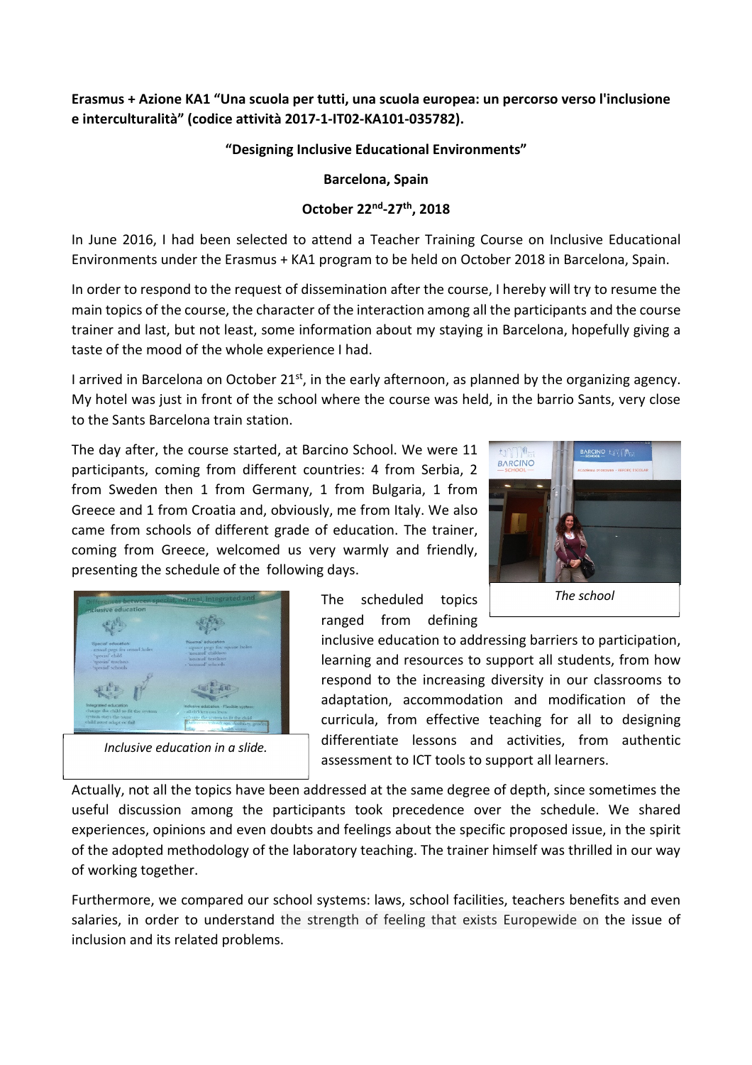**Erasmus + Azione KA1 "Una scuola per tutti, una scuola europea: un percorso verso l'inclusione e interculturalità" (codice attività 2017-1-IT02-KA101-035782).**

**"Designing Inclusive Educational Environments"**

**Barcelona, Spain**

**October 22nd-27th, 2018**

In June 2016, I had been selected to attend a Teacher Training Course on Inclusive Educational Environments under the Erasmus + KA1 program to be held on October 2018 in Barcelona, Spain.

In order to respond to the request of dissemination after the course, I hereby will try to resume the main topics of the course, the character of the interaction among all the participants and the course trainer and last, but not least, some information about my staying in Barcelona, hopefully giving a taste of the mood of the whole experience I had.

I arrived in Barcelona on October 21st, in the early afternoon, as planned by the organizing agency. My hotel was just in front of the school where the course was held, in the barrio Sants, very close to the Sants Barcelona train station.

The day after, the course started, at Barcino School. We were 11 participants, coming from different countries: 4 from Serbia, 2 from Sweden then 1 from Germany, 1 from Bulgaria, 1 from Greece and 1 from Croatia and, obviously, me from Italy. We also came from schools of different grade of education. The trainer, coming from Greece, welcomed us very warmly and friendly, presenting the schedule of the following days.

*The school*

*Inclusive education in a slide.*

The scheduled topics ranged from defining inclusive education to addressing barriers to participation, learning and resources to support all students, from how respond to the increasing diversity in our classrooms to adaptation, accommodation and modification of the curricula, from effective teaching for all to designing differentiate lessons and activities, from authentic assessment to ICT tools to support all learners.

Actually, not all the topics have been addressed at the same degree of depth, since sometimes the useful discussion among the participants took precedence over the schedule. We shared experiences, opinions and even doubts and feelings about the specific proposed issue, in the spirit of the adopted methodology of the laboratory teaching. The trainer himself was thrilled in our way of working together.

Furthermore, we compared our school systems: laws, school facilities, teachers benefits and even salaries, in order to understand the strength of feeling that exists Europewide on the issue of inclusion and its related problems.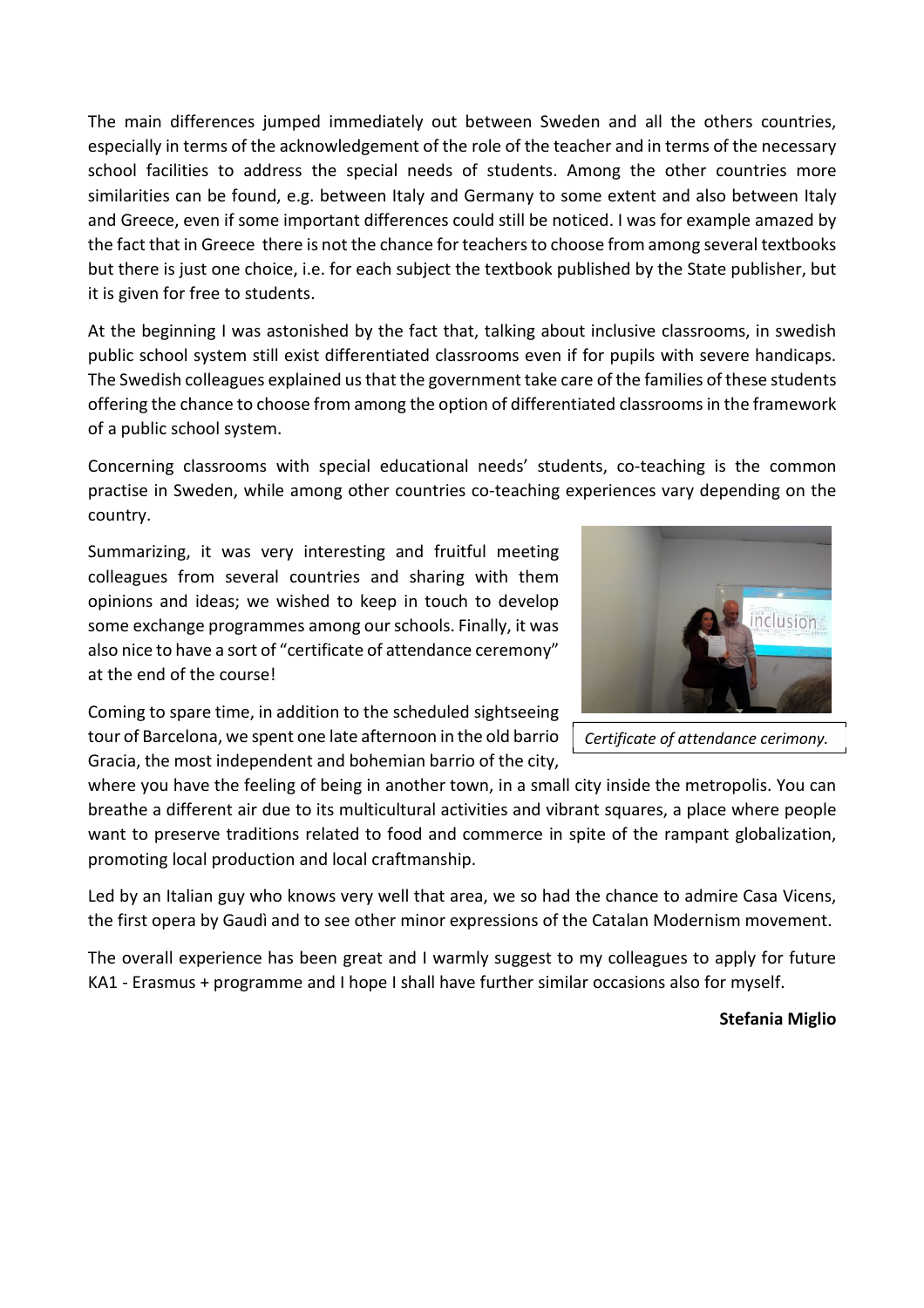The main differences jumped immediately out between Sweden and all the others countries, especially in terms of the acknowledgement of the role of the teacher and in terms of the necessary school facilities to address the special needs of students. Among the other countries more similarities can be found, e.g. between Italy and Germany to some extent and also between Italy and Greece, even if some important differences could still be noticed. I was for example amazed by the fact that in Greece there is not the chance for teachers to choose from among several textbooks but there is just one choice, i.e. for each subject the textbook published by the State publisher, but it is given for free to students.

At the beginning I was astonished by the fact that, talking about inclusive classrooms, in swedish public school system still exist differentiated classrooms even if for pupils with severe handicaps. The Swedish colleagues explained us that the government take care of the families of these students offering the chance to choose from among the option of differentiated classrooms in the framework of a public school system.

Concerning classrooms with special educational needs' students, co-teaching is the common practise in Sweden, while among other countries co-teaching experiences vary depending on the country.

Summarizing, it was very interesting and fruitful meeting colleagues from several countries and sharing with them opinions and ideas; we wished to keep in touch to develop some exchange programmes among our schools. Finally, it was also nice to have a sort of "certificate of attendance ceremony" at the end of the course!

*Certificate of attendance cerimony.*

Coming to spare time, in addition to the scheduled sightseeing tour of Barcelona, we spent one late afternoon in the old barrio Gracia, the most independent and bohemian barrio of the city, where you have the feeling of being in another town, in a small city inside the metropolis. You can breathe a different air due to its multicultural activities and vibrant squares, a place where people want to preserve traditions related to food and commerce in spite of the rampant globalization, promoting local production and local craftmanship.

Led by an Italian guy who knows very well that area, we so had the chance to admire Casa Vicens, the first opera by Gaudì and to see other minor expressions of the Catalan Modernism movement.

The overall experience has been great and I warmly suggest to my colleagues to apply for future KA1 - Erasmus + programme and I hope I shall have further similar occasions also for myself.

**Stefania Miglio**